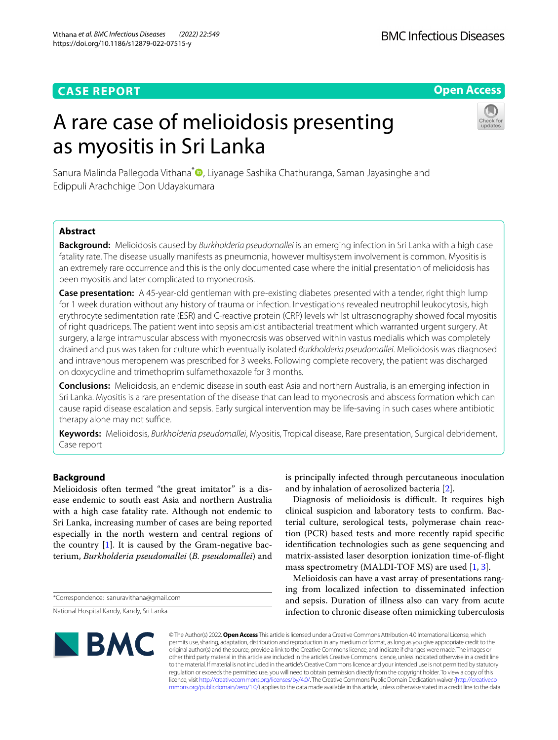CASE REPORT

Open Access

# A rare case of melioidosis presenting as myositis in Sri Lanka

Sanura Malinda Pallegoda Vithana*, Liyanage Sashika Chathuranga, Saman Jayasinghe and Edippuli Arachchige Don Udayakumara

## Abstract

**Background:** Melioidosis caused by *Burkholderia pseudomallei* is an emerging infection in Sri Lanka with a high case fatality rate. The disease usually manifests as pneumonia, however multisystem involvement is common. Myositis is an extremely rare occurrence and this is the only documented case where the initial presentation of melioidosis has been myositis and later complicated to myonecrosis.

**Case presentation:** A 45-year-old gentleman with pre-existing diabetes presented with a tender, right thigh lump for 1 week duration without any history of trauma or infection. Investigations revealed neutrophil leukocytosis, high erythrocyte sedimentation rate (ESR) and C-reactive protein (CRP) levels whilst ultrasonography showed focal myositis of right quadriceps. The patient went into sepsis amidst antibacterial treatment which warranted urgent surgery. At surgery, a large intramuscular abscess with myonecrosis was observed within vastus medialis which was completely drained and pus was taken for culture which eventually isolated *Burkholderia pseudomallei*. Melioidosis was diagnosed and intravenous meropenem was prescribed for 3 weeks. Following complete recovery, the patient was discharged on doxycycline and trimethoprim sulfamethoxazole for 3 months.

**Conclusions:** Melioidosis, an endemic disease in south east Asia and northern Australia, is an emerging infection in Sri Lanka. Myositis is a rare presentation of the disease that can lead to myonecrosis and abscess formation which can cause rapid disease escalation and sepsis. Early surgical intervention may be life-saving in such cases where antibiotic therapy alone may not suffice.

**Keywords:** Melioidosis, *Burkholderia pseudomallei*, Myositis, Tropical disease, Rare presentation, Surgical debridement, Case report

## Background

Melioidosis often termed "the great imitator" is a disease endemic to south east Asia and northern Australia with a high case fatality rate. Although not endemic to Sri Lanka, increasing number of cases are being reported especially in the north western and central regions of the country [1]. It is caused by the Gram-negative bacterium, *Burkholderia pseudomallei* (*B. pseudomallei*) and is principally infected through percutaneous inoculation and by inhalation of aerosolized bacteria [2].

Diagnosis of melioidosis is difficult. It requires high clinical suspicion and laboratory tests to confirm. Bacterial culture, serological tests, polymerase chain reaction (PCR) based tests and more recently rapid specific identification technologies such as gene sequencing and matrix-assisted laser desorption ionization time-of-flight mass spectrometry (MALDI-TOF MS) are used [1, 3].

Melioidosis can have a vast array of presentations ranging from localized infection to disseminated infection and sepsis. Duration of illness also can vary from acute infection to chronic disease often mimicking tuberculosis

*Correspondence: sanuravithana@gmail.com

National Hospital Kandy, Kandy, Sri Lanka

© The Author(s) 2022. **Open Access** This article is licensed under a Creative Commons Attribution 4.0 International License, which permits use, sharing, adaptation, distribution and reproduction in any medium or format, as long as you give appropriate credit to the original author(s) and the source, provide a link to the Creative Commons licence, and indicate if changes were made. The images or other third party material in this article are included in the article's Creative Commons licence, unless indicated otherwise in a credit line to the material. If material is not included in the article's Creative Commons licence and your intended use is not permitted by statutory regulation or exceeds the permitted use, you will need to obtain permission directly from the copyright holder. To view a copy of this licence, visit http://creativecommons.org/licenses/by/4.0/. The Creative Commons Public Domain Dedication waiver (http://creativecommons.org/publicdomain/zero/1.0/) applies to the data made available in this article, unless otherwise stated in a credit line to the data.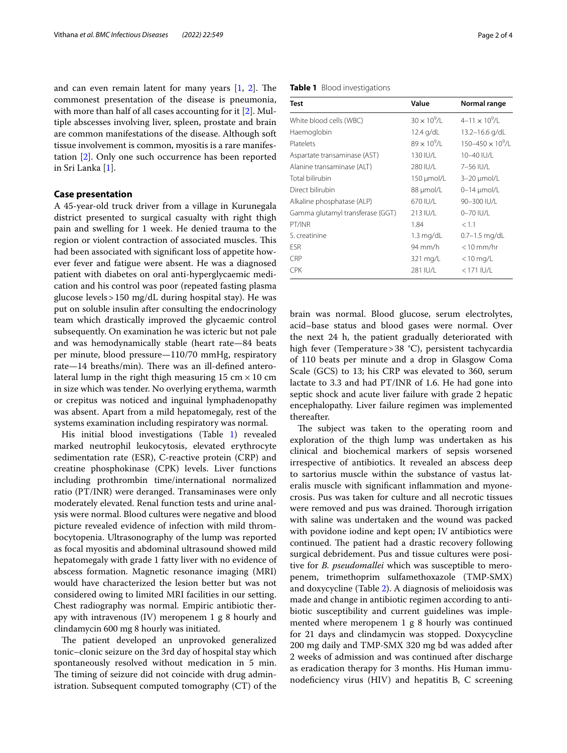and can even remain latent for many years [1, 2]. The commonest presentation of the disease is pneumonia, with more than half of all cases accounting for it [2]. Multiple abscesses involving liver, spleen, prostate and brain are common manifestations of the disease. Although soft tissue involvement is common, myositis is a rare manifestation [2]. Only one such occurrence has been reported in Sri Lanka [1].

## Case presentation

A 45-year-old truck driver from a village in Kurunegala district presented to surgical casualty with right thigh pain and swelling for 1 week. He denied trauma to the region or violent contraction of associated muscles. This had been associated with significant loss of appetite however fever and fatigue were absent. He was a diagnosed patient with diabetes on oral anti-hyperglycaemic medication and his control was poor (repeated fasting plasma glucose levels > 150 mg/dL during hospital stay). He was put on soluble insulin after consulting the endocrinology team which drastically improved the glycaemic control subsequently. On examination he was icteric but not pale and was hemodynamically stable (heart rate—84 beats per minute, blood pressure—110/70 mmHg, respiratory rate—14 breaths/min). There was an ill-defined antero-lateral lump in the right thigh measuring 15 cm × 10 cm in size which was tender. No overlying erythema, warmth or crepitus was noticed and inguinal lymphadenopathy was absent. Apart from a mild hepatomegaly, rest of the systems examination including respiratory was normal.

His initial blood investigations (Table 1) revealed marked neutrophil leukocytosis, elevated erythrocyte sedimentation rate (ESR), C-reactive protein (CRP) and creatine phosphokinase (CPK) levels. Liver functions including prothrombin time/international normalized ratio (PT/INR) were deranged. Transaminases were only moderately elevated. Renal function tests and urine analysis were normal. Blood cultures were negative and blood picture revealed evidence of infection with mild thrombocytopenia. Ultrasonography of the lump was reported as focal myositis and abdominal ultrasound showed mild hepatomegaly with grade 1 fatty liver with no evidence of abscess formation. Magnetic resonance imaging (MRI) would have characterized the lesion better but was not considered owing to limited MRI facilities in our setting. Chest radiography was normal. Empiric antibiotic therapy with intravenous (IV) meropenem 1 g 8 hourly and clindamycin 600 mg 8 hourly was initiated.

The patient developed an unprovoked generalized tonic–clonic seizure on the 3rd day of hospital stay which spontaneously resolved without medication in 5 min. The timing of seizure did not coincide with drug administration. Subsequent computed tomography (CT) of the brain was normal. Blood glucose, serum electrolytes, acid–base status and blood gases were normal. Over the next 24 h, the patient gradually deteriorated with high fever (Temperature > 38 °C), persistent tachycardia of 110 beats per minute and a drop in Glasgow Coma Scale (GCS) to 13; his CRP was elevated to 360, serum lactate to 3.3 and had PT/INR of 1.6. He had gone into septic shock and acute liver failure with grade 2 hepatic encephalopathy. Liver failure regimen was implemented thereafter.

The subject was taken to the operating room and exploration of the thigh lump was undertaken as his clinical and biochemical markers of sepsis worsened irrespective of antibiotics. It revealed an abscess deep to sartorius muscle within the substance of vastus lateralis muscle with significant inflammation and myonecrosis. Pus was taken for culture and all necrotic tissues were removed and pus was drained. Thorough irrigation with saline was undertaken and the wound was packed with povidone iodine and kept open; IV antibiotics were continued. The patient had a drastic recovery following surgical debridement. Pus and tissue cultures were positive for *B. pseudomallei* which was susceptible to meropenem, trimethoprim sulfamethoxazole (TMP-SMX) and doxycycline (Table 2). A diagnosis of melioidosis was made and change in antibiotic regimen according to antibiotic susceptibility and current guidelines was implemented where meropenem 1 g 8 hourly was continued for 21 days and clindamycin was stopped. Doxycycline 200 mg daily and TMP-SMX 320 mg bd was added after 2 weeks of admission and was continued after discharge as eradication therapy for 3 months. His Human immunodeficiency virus (HIV) and hepatitis B, C screening

**Table 1** Blood investigations

| Test | Value | Normal range |
|---|---|---|
| White blood cells (WBC) | $30 \times 10^9$/L | 4–11 $\times 10^9$/L |
| Haemoglobin | 12.4 g/dL | 13.2–16.6 g/dL |
| Platelets | $89 \times 10^9$/L | 150–450 $\times 10^9$/L |
| Aspartate transaminase (AST) | 130 IU/L | 10–40 IU/L |
| Alanine transaminase (ALT) | 280 IU/L | 7–56 IU/L |
| Total bilirubin | 150 μmol/L | 3–20 μmol/L |
| Direct bilirubin | 88 μmol/L | 0–14 μmol/L |
| Alkaline phosphatase (ALP) | 670 IU/L | 90–300 IU/L |
| Gamma glutamyl transferase (GGT) | 213 IU/L | 0–70 IU/L |
| PT/INR | 1.84 | < 1.1 |
| S. creatinine | 1.3 mg/dL | 0.7–1.5 mg/dL |
| ESR | 94 mm/h | < 10 mm/hr |
| CRP | 321 mg/L | < 10 mg/L |
| CPK | 281 IU/L | < 171 IU/L |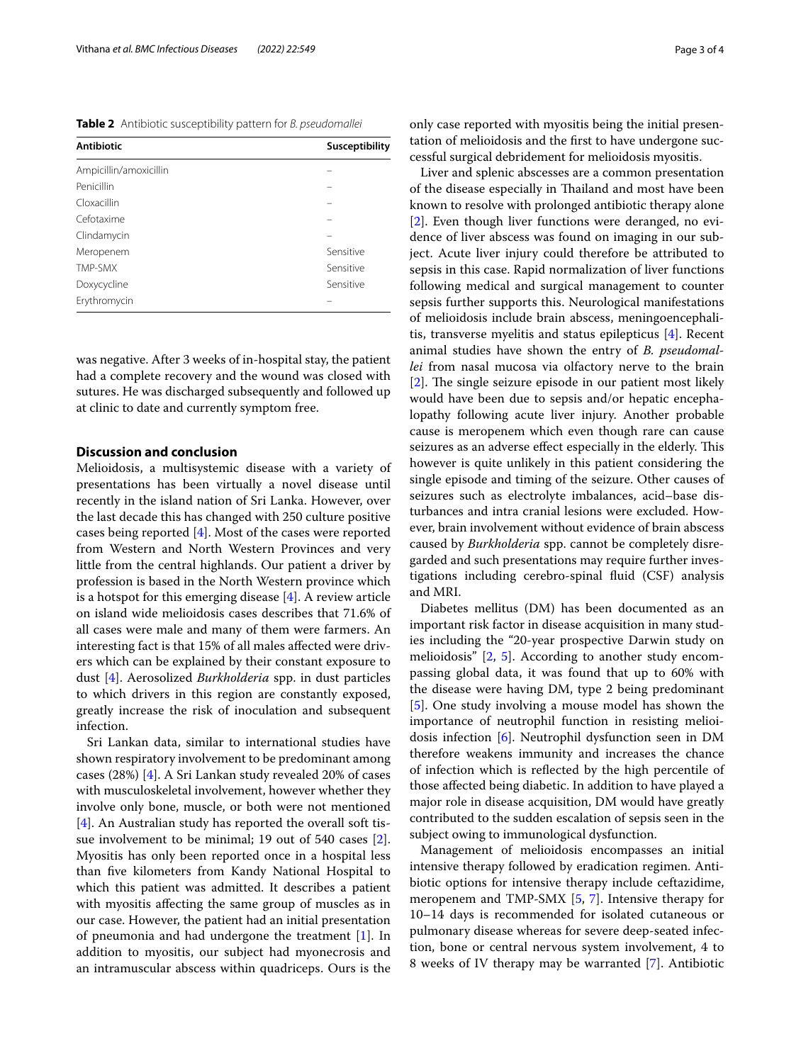**Table 2** Antibiotic susceptibility pattern for *B. pseudomallei*

| Antibiotic | Susceptibility |
|---|---|
| Ampicillin/amoxicillin | – |
| Penicillin | – |
| Cloxacillin | – |
| Cefotaxime | – |
| Clindamycin | – |
| Meropenem | Sensitive |
| TMP-SMX | Sensitive |
| Doxycycline | Sensitive |
| Erythromycin | – |

was negative. After 3 weeks of in-hospital stay, the patient had a complete recovery and the wound was closed with sutures. He was discharged subsequently and followed up at clinic to date and currently symptom free.

## Discussion and conclusion

Melioidosis, a multisystemic disease with a variety of presentations has been virtually a novel disease until recently in the island nation of Sri Lanka. However, over the last decade this has changed with 250 culture positive cases being reported [4]. Most of the cases were reported from Western and North Western Provinces and very little from the central highlands. Our patient a driver by profession is based in the North Western province which is a hotspot for this emerging disease [4]. A review article on island wide melioidosis cases describes that 71.6% of all cases were male and many of them were farmers. An interesting fact is that 15% of all males affected were drivers which can be explained by their constant exposure to dust [4]. Aerosolized *Burkholderia* spp. in dust particles to which drivers in this region are constantly exposed, greatly increase the risk of inoculation and subsequent infection.

Sri Lankan data, similar to international studies have shown respiratory involvement to be predominant among cases (28%) [4]. A Sri Lankan study revealed 20% of cases with musculoskeletal involvement, however whether they involve only bone, muscle, or both were not mentioned [4]. An Australian study has reported the overall soft tissue involvement to be minimal; 19 out of 540 cases [2]. Myositis has only been reported once in a hospital less than five kilometers from Kandy National Hospital to which this patient was admitted. It describes a patient with myositis affecting the same group of muscles as in our case. However, the patient had an initial presentation of pneumonia and had undergone the treatment [1]. In addition to myositis, our subject had myonecrosis and an intramuscular abscess within quadriceps. Ours is the only case reported with myositis being the initial presentation of melioidosis and the first to have undergone successful surgical debridement for melioidosis myositis.

Liver and splenic abscesses are a common presentation of the disease especially in Thailand and most have been known to resolve with prolonged antibiotic therapy alone [2]. Even though liver functions were deranged, no evidence of liver abscess was found on imaging in our subject. Acute liver injury could therefore be attributed to sepsis in this case. Rapid normalization of liver functions following medical and surgical management to counter sepsis further supports this. Neurological manifestations of melioidosis include brain abscess, meningoencephalitis, transverse myelitis and status epilepticus [4]. Recent animal studies have shown the entry of *B. pseudomallei* from nasal mucosa via olfactory nerve to the brain [2]. The single seizure episode in our patient most likely would have been due to sepsis and/or hepatic encephalopathy following acute liver injury. Another probable cause is meropenem which even though rare can cause seizures as an adverse effect especially in the elderly. This however is quite unlikely in this patient considering the single episode and timing of the seizure. Other causes of seizures such as electrolyte imbalances, acid–base disturbances and intra cranial lesions were excluded. However, brain involvement without evidence of brain abscess caused by *Burkholderia* spp. cannot be completely disregarded and such presentations may require further investigations including cerebro-spinal fluid (CSF) analysis and MRI.

Diabetes mellitus (DM) has been documented as an important risk factor in disease acquisition in many studies including the "20-year prospective Darwin study on melioidosis" [2, 5]. According to another study encompassing global data, it was found that up to 60% with the disease were having DM, type 2 being predominant [5]. One study involving a mouse model has shown the importance of neutrophil function in resisting melioidosis infection [6]. Neutrophil dysfunction seen in DM therefore weakens immunity and increases the chance of infection which is reflected by the high percentile of those affected being diabetic. In addition to have played a major role in disease acquisition, DM would have greatly contributed to the sudden escalation of sepsis seen in the subject owing to immunological dysfunction.

Management of melioidosis encompasses an initial intensive therapy followed by eradication regimen. Antibiotic options for intensive therapy include ceftazidime, meropenem and TMP-SMX [5, 7]. Intensive therapy for 10–14 days is recommended for isolated cutaneous or pulmonary disease whereas for severe deep-seated infection, bone or central nervous system involvement, 4 to 8 weeks of IV therapy may be warranted [7]. Antibiotic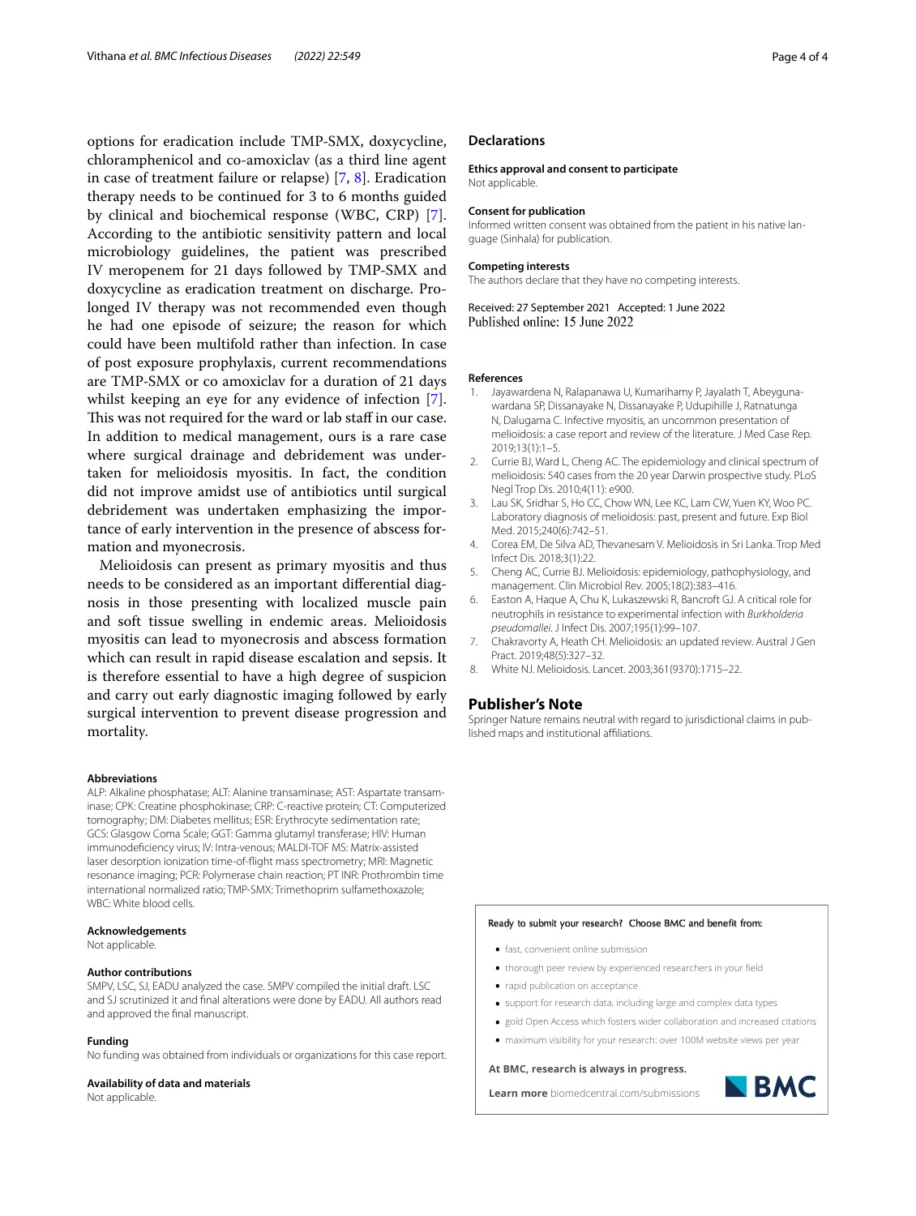options for eradication include TMP-SMX, doxycycline, chloramphenicol and co-amoxiclav (as a third line agent in case of treatment failure or relapse) [7, 8]. Eradication therapy needs to be continued for 3 to 6 months guided by clinical and biochemical response (WBC, CRP) [7]. According to the antibiotic sensitivity pattern and local microbiology guidelines, the patient was prescribed IV meropenem for 21 days followed by TMP-SMX and doxycycline as eradication treatment on discharge. Prolonged IV therapy was not recommended even though he had one episode of seizure; the reason for which could have been multifold rather than infection. In case of post exposure prophylaxis, current recommendations are TMP-SMX or co amoxiclav for a duration of 21 days whilst keeping an eye for any evidence of infection [7]. This was not required for the ward or lab staff in our case. In addition to medical management, ours is a rare case where surgical drainage and debridement was undertaken for melioidosis myositis. In fact, the condition did not improve amidst use of antibiotics until surgical debridement was undertaken emphasizing the importance of early intervention in the presence of abscess formation and myonecrosis.

Melioidosis can present as primary myositis and thus needs to be considered as an important differential diagnosis in those presenting with localized muscle pain and soft tissue swelling in endemic areas. Melioidosis myositis can lead to myonecrosis and abscess formation which can result in rapid disease escalation and sepsis. It is therefore essential to have a high degree of suspicion and carry out early diagnostic imaging followed by early surgical intervention to prevent disease progression and mortality.

#### Abbreviations
ALP: Alkaline phosphatase; ALT: Alanine transaminase; AST: Aspartate transaminase; CPK: Creatine phosphokinase; CRP: C-reactive protein; CT: Computerized tomography; DM: Diabetes mellitus; ESR: Erythrocyte sedimentation rate; GCS: Glasgow Coma Scale; GGT: Gamma glutamyl transferase; HIV: Human immunodeficiency virus; IV: Intra-venous; MALDI-TOF MS: Matrix-assisted laser desorption ionization time-of-flight mass spectrometry; MRI: Magnetic resonance imaging; PCR: Polymerase chain reaction; PT INR: Prothrombin time international normalized ratio; TMP-SMX: Trimethoprim sulfamethoxazole; WBC: White blood cells.

#### Acknowledgements
Not applicable.

#### Author contributions
SMPV, LSC, SJ, EADU analyzed the case. SMPV compiled the initial draft. LSC and SJ scrutinized it and final alterations were done by EADU. All authors read and approved the final manuscript.

#### Funding
No funding was obtained from individuals or organizations for this case report.

#### Availability of data and materials
Not applicable.

## Declarations

#### Ethics approval and consent to participate
Not applicable.

#### Consent for publication
Informed written consent was obtained from the patient in his native language (Sinhala) for publication.

#### Competing interests
The authors declare that they have no competing interests.

Received: 27 September 2021 Accepted: 1 June 2022
Published online: 15 June 2022

#### References
1. Jayawardena N, Ralapanawa U, Kumarihamy P, Jayalath T, Abeygunawardana SP, Dissanayake N, Dissanayake P, Udupihille J, Ratnatunga N, Dalugama C. Infective myositis, an uncommon presentation of melioidosis: a case report and review of the literature. J Med Case Rep. 2019;13(1):1–5.
2. Currie BJ, Ward L, Cheng AC. The epidemiology and clinical spectrum of melioidosis: 540 cases from the 20 year Darwin prospective study. PLoS Negl Trop Dis. 2010;4(11): e900.
3. Lau SK, Sridhar S, Ho CC, Chow WN, Lee KC, Lam CW, Yuen KY, Woo PC. Laboratory diagnosis of melioidosis: past, present and future. Exp Biol Med. 2015;240(6):742–51.
4. Corea EM, De Silva AD, Thevanesam V. Melioidosis in Sri Lanka. Trop Med Infect Dis. 2018;3(1):22.
5. Cheng AC, Currie BJ. Melioidosis: epidemiology, pathophysiology, and management. Clin Microbiol Rev. 2005;18(2):383–416.
6. Easton A, Haque A, Chu K, Lukaszewski R, Bancroft GJ. A critical role for neutrophils in resistance to experimental infection with *Burkholderia pseudomallei*. J Infect Dis. 2007;195(1):99–107.
7. Chakravorty A, Heath CH. Melioidosis: an updated review. Austral J Gen Pract. 2019;48(5):327–32.
8. White NJ. Melioidosis. Lancet. 2003;361(9370):1715–22.

## Publisher's Note
Springer Nature remains neutral with regard to jurisdictional claims in published maps and institutional affiliations.

Ready to submit your research? Choose BMC and benefit from:

- fast, convenient online submission
- thorough peer review by experienced researchers in your field
- rapid publication on acceptance
- support for research data, including large and complex data types
- gold Open Access which fosters wider collaboration and increased citations
- maximum visibility for your research: over 100M website views per year

**At BMC, research is always in progress.**

**Learn more** biomedcentral.com/submissions

BMC